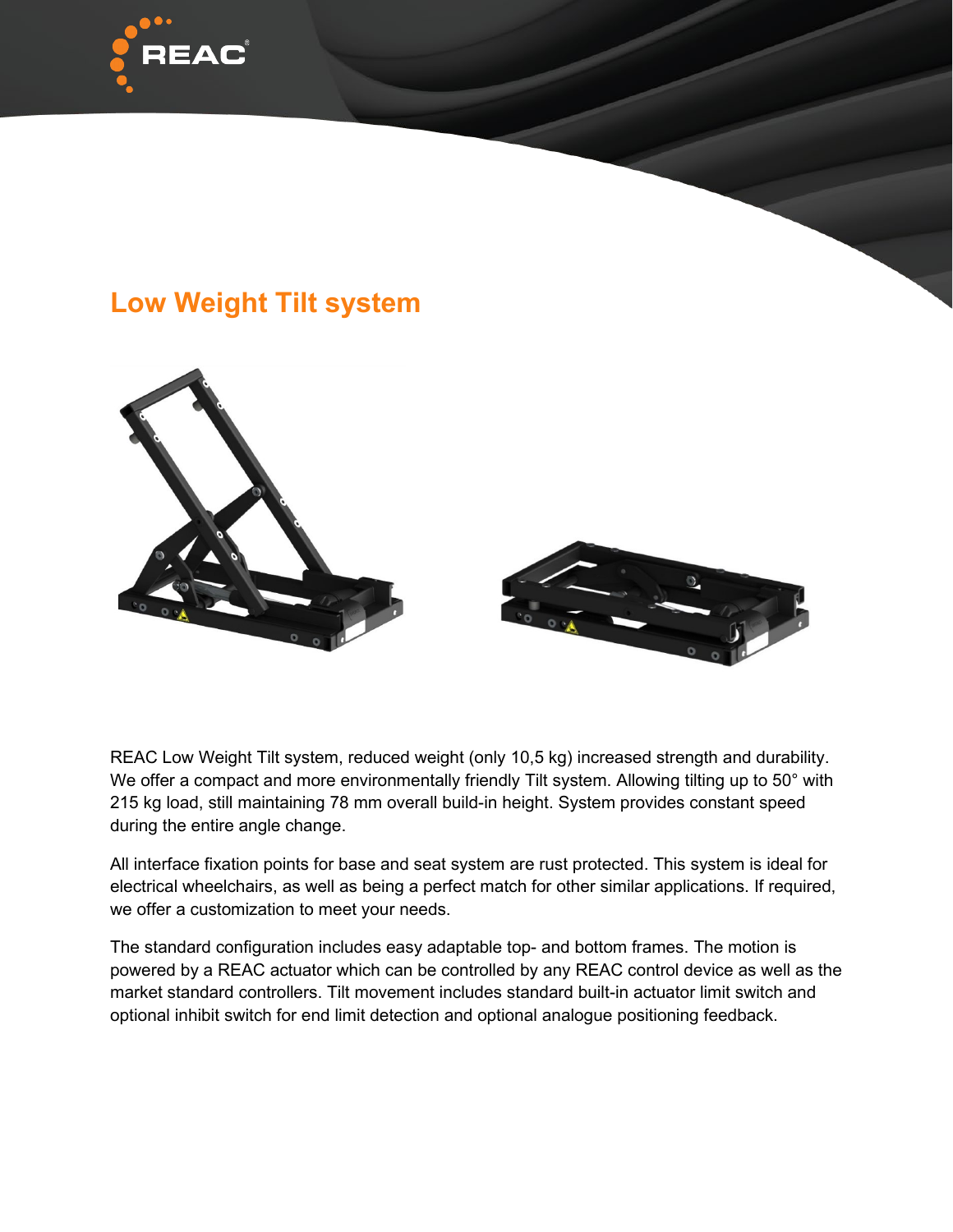# Low Weight Tilt system

REAC Low Weight Tilt system, reduced weight (only 10,5 kg) increased strength and durability. We offer a compact and more environmentally friendly Tilt system. Allowing tilting up to 50° with 215 kg load, still maintaining 78 mm overall build-in height. System provides constant speed during the entire angle change.

All interface fixation points for base and seat system are rust protected. This system is ideal for electrical wheelchairs, as well as being a perfect match for other similar applications. If required, we offer a customization to meet your needs.

The standard configuration includes easy adaptable top- and bottom frames. The motion is powered by a REAC actuator which can be controlled by any REAC control device as well as the market standard controllers. Tilt movement includes standard built-in actuator limit switch and optional inhibit switch for end limit detection and optional analogue positioning feedback.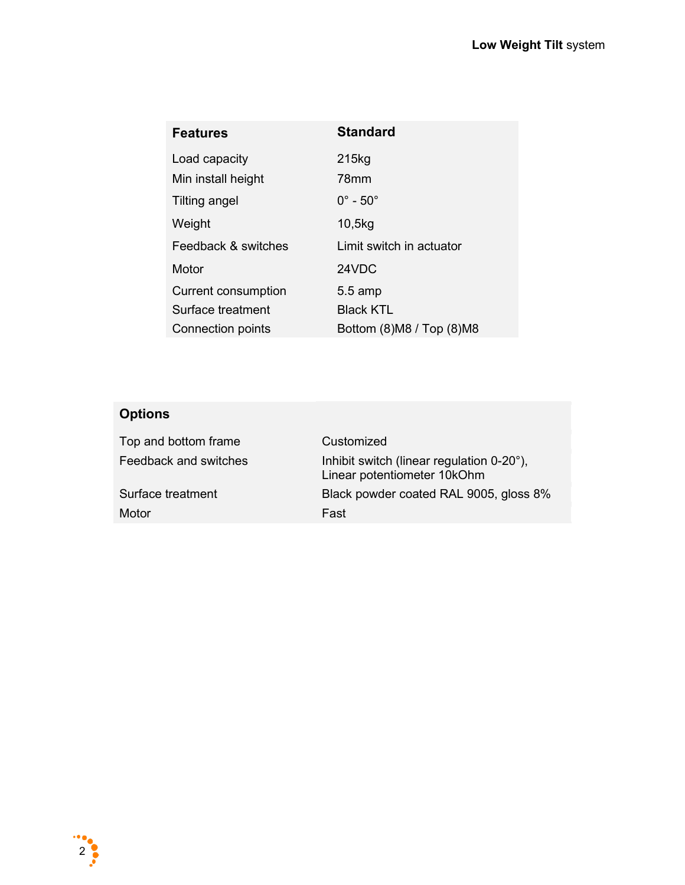| Features | Standard |
| --- | --- |
| Load capacity | 215kg |
| Min install height | 78mm |
| Tilting angel | 0° - 50° |
| Weight | 10,5kg |
| Feedback & switches | Limit switch in actuator |
| Motor | 24VDC |
| Current consumption | 5.5 amp |
| Surface treatment | Black KTL |
| Connection points | Bottom (8)M8 / Top (8)M8 |

| Options | |
| --- | --- |
| Top and bottom frame | Customized |
| Feedback and switches | Inhibit switch (linear regulation 0-20°), Linear potentiometer 10kOhm |
| Surface treatment | Black powder coated RAL 9005, gloss 8% |
| Motor | Fast |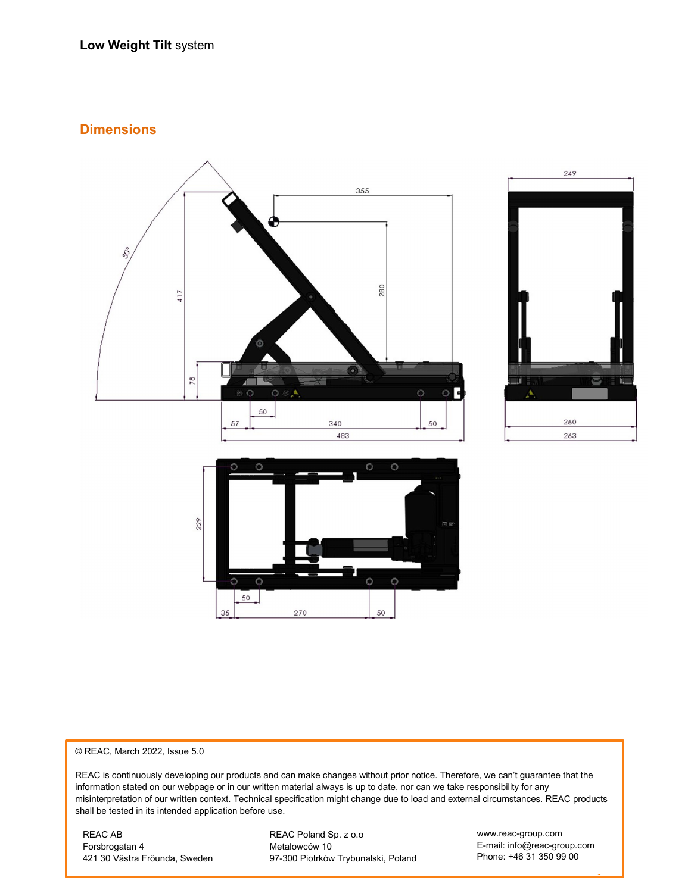## Dimensions

50°

417

78

355

280

50

57

340

50

483

249

260

263

229

50

35

270

50

© REAC, March 2022, Issue 5.0

REAC is continuously developing our products and can make changes without prior notice. Therefore, we can't guarantee that the information stated on our webpage or in our written material always is up to date, nor can we take responsibility for any misinterpretation of our written context. Technical specification might change due to load and external circumstances. REAC products shall be tested in its intended application before use.

REAC AB
Forsbrogatan 4
421 30 Västra Frölunda, Sweden

REAC Poland Sp. z o.o
Metalowców 10
97-300 Piotrków Trybunalski, Poland

www.reac-group.com
E-mail: info@reac-group.com
Phone: +46 31 350 99 00